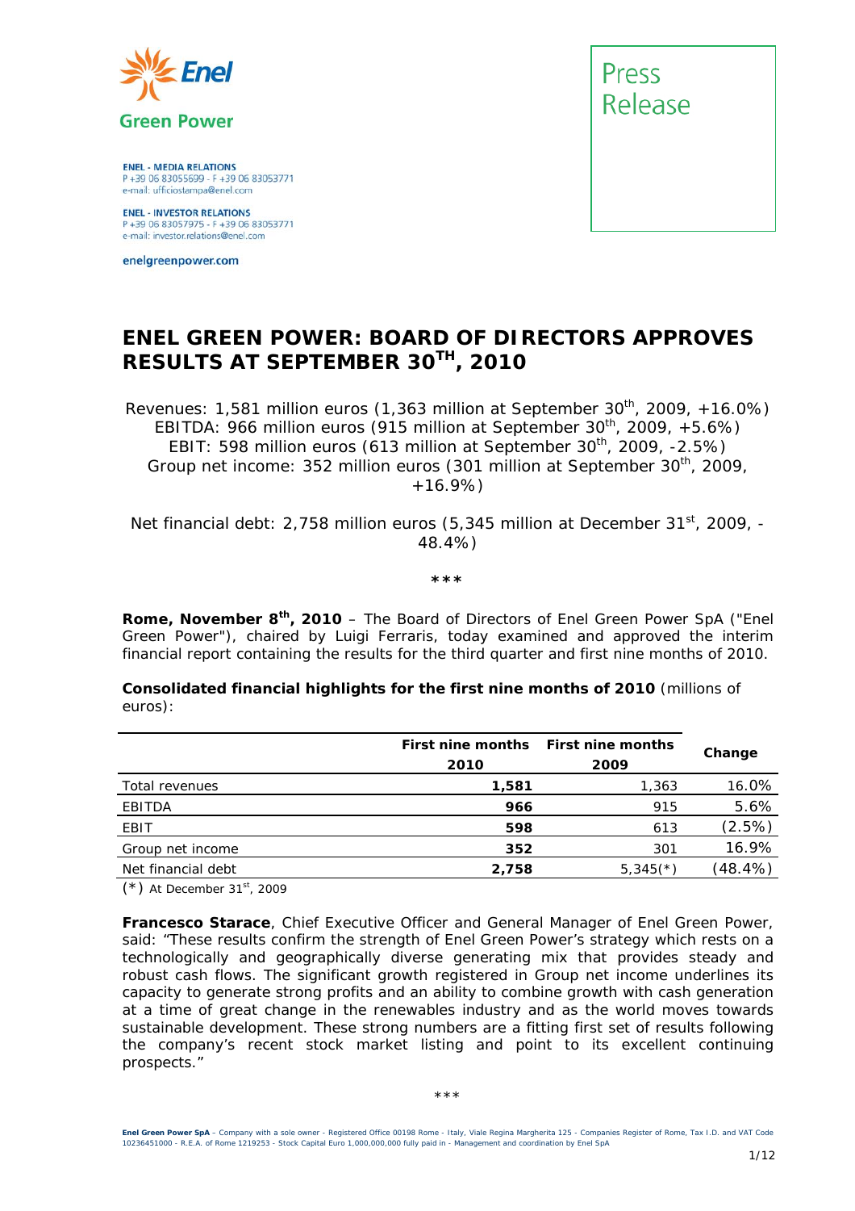Enel Green Power

**ENEL - MEDIA RELATIONS**
P +39 06 83055699 - F +39 06 83053771
e-mail: ufficiostampa@enel.com

**ENEL - INVESTOR RELATIONS**
P +39 06 83057975 - F +39 06 83053771
e-mail: investor.relations@enel.com

enelgreenpower.com

Press Release

# ENEL GREEN POWER: BOARD OF DIRECTORS APPROVES RESULTS AT SEPTEMBER 30TH, 2010

Revenues: 1,581 million euros (1,363 million at September 30th, 2009, +16.0%)
EBITDA: 966 million euros (915 million at September 30th, 2009, +5.6%)
EBIT: 598 million euros (613 million at September 30th, 2009, -2.5%)
Group net income: 352 million euros (301 million at September 30th, 2009, +16.9%)

Net financial debt: 2,758 million euros (5,345 million at December 31st, 2009, -48.4%)

\*\*\*

**Rome, November 8th, 2010** – The Board of Directors of Enel Green Power SpA ("Enel Green Power"), chaired by Luigi Ferraris, today examined and approved the interim financial report containing the results for the third quarter and first nine months of 2010.

**Consolidated financial highlights for the first nine months of 2010** (millions of euros):

| | First nine months 2010 | First nine months 2009 | Change |
|---|---|---|---|
| Total revenues | **1,581** | 1,363 | 16.0% |
| EBITDA | **966** | 915 | 5.6% |
| EBIT | **598** | 613 | (2.5%) |
| Group net income | **352** | 301 | 16.9% |
| Net financial debt | **2,758** | 5,345(\*) | (48.4%) |

(\*) At December 31st, 2009

**Francesco Starace**, Chief Executive Officer and General Manager of Enel Green Power, said: "These results confirm the strength of Enel Green Power's strategy which rests on a technologically and geographically diverse generating mix that provides steady and robust cash flows. The significant growth registered in Group net income underlines its capacity to generate strong profits and an ability to combine growth with cash generation at a time of great change in the renewables industry and as the world moves towards sustainable development. These strong numbers are a fitting first set of results following the company's recent stock market listing and point to its excellent continuing prospects."

\*\*\*

**Enel Green Power SpA** – Company with a sole owner - Registered Office 00198 Rome - Italy, Viale Regina Margherita 125 - Companies Register of Rome, Tax I.D. and VAT Code 10236451000 - R.E.A. of Rome 1219253 - Stock Capital Euro 1,000,000,000 fully paid in - Management and coordination by Enel SpA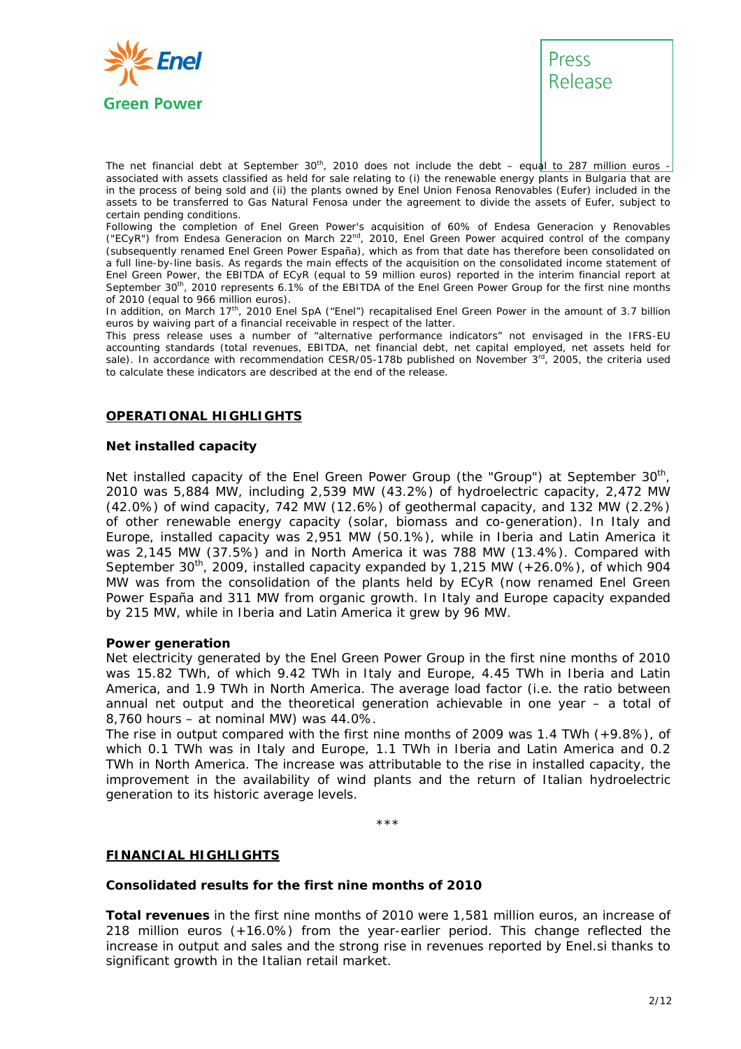The net financial debt at September 30th, 2010 does not include the debt – equal to 287 million euros - associated with assets classified as held for sale relating to (i) the renewable energy plants in Bulgaria that are in the process of being sold and (ii) the plants owned by Enel Union Fenosa Renovables (Eufer) included in the assets to be transferred to Gas Natural Fenosa under the agreement to divide the assets of Eufer, subject to certain pending conditions.

Following the completion of Enel Green Power's acquisition of 60% of Endesa Generacion y Renovables ("ECyR") from Endesa Generacion on March 22nd, 2010, Enel Green Power acquired control of the company (subsequently renamed Enel Green Power España), which as from that date has therefore been consolidated on a full line-by-line basis. As regards the main effects of the acquisition on the consolidated income statement of Enel Green Power, the EBITDA of ECyR (equal to 59 million euros) reported in the interim financial report at September 30th, 2010 represents 6.1% of the EBITDA of the Enel Green Power Group for the first nine months of 2010 (equal to 966 million euros).

In addition, on March 17th, 2010 Enel SpA ("Enel") recapitalised Enel Green Power in the amount of 3.7 billion euros by waiving part of a financial receivable in respect of the latter.

This press release uses a number of "alternative performance indicators" not envisaged in the IFRS-EU accounting standards (total revenues, EBITDA, net financial debt, net capital employed, net assets held for sale). In accordance with recommendation CESR/05-178b published on November 3rd, 2005, the criteria used to calculate these indicators are described at the end of the release.

## OPERATIONAL HIGHLIGHTS

### Net installed capacity

Net installed capacity of the Enel Green Power Group (the "Group") at September 30th, 2010 was 5,884 MW, including 2,539 MW (43.2%) of hydroelectric capacity, 2,472 MW (42.0%) of wind capacity, 742 MW (12.6%) of geothermal capacity, and 132 MW (2.2%) of other renewable energy capacity (solar, biomass and co-generation). In Italy and Europe, installed capacity was 2,951 MW (50.1%), while in Iberia and Latin America it was 2,145 MW (37.5%) and in North America it was 788 MW (13.4%). Compared with September 30th, 2009, installed capacity expanded by 1,215 MW (+26.0%), of which 904 MW was from the consolidation of the plants held by ECyR (now renamed Enel Green Power España and 311 MW from organic growth. In Italy and Europe capacity expanded by 215 MW, while in Iberia and Latin America it grew by 96 MW.

### Power generation

Net electricity generated by the Enel Green Power Group in the first nine months of 2010 was 15.82 TWh, of which 9.42 TWh in Italy and Europe, 4.45 TWh in Iberia and Latin America, and 1.9 TWh in North America. The average load factor (i.e. the ratio between annual net output and the theoretical generation achievable in one year – a total of 8,760 hours – at nominal MW) was 44.0%.

The rise in output compared with the first nine months of 2009 was 1.4 TWh (+9.8%), of which 0.1 TWh was in Italy and Europe, 1.1 TWh in Iberia and Latin America and 0.2 TWh in North America. The increase was attributable to the rise in installed capacity, the improvement in the availability of wind plants and the return of Italian hydroelectric generation to its historic average levels.

\*\*\*

## FINANCIAL HIGHLIGHTS

### Consolidated results for the first nine months of 2010

**Total revenues** in the first nine months of 2010 were 1,581 million euros, an increase of 218 million euros (+16.0%) from the year-earlier period. This change reflected the increase in output and sales and the strong rise in revenues reported by Enel.si thanks to significant growth in the Italian retail market.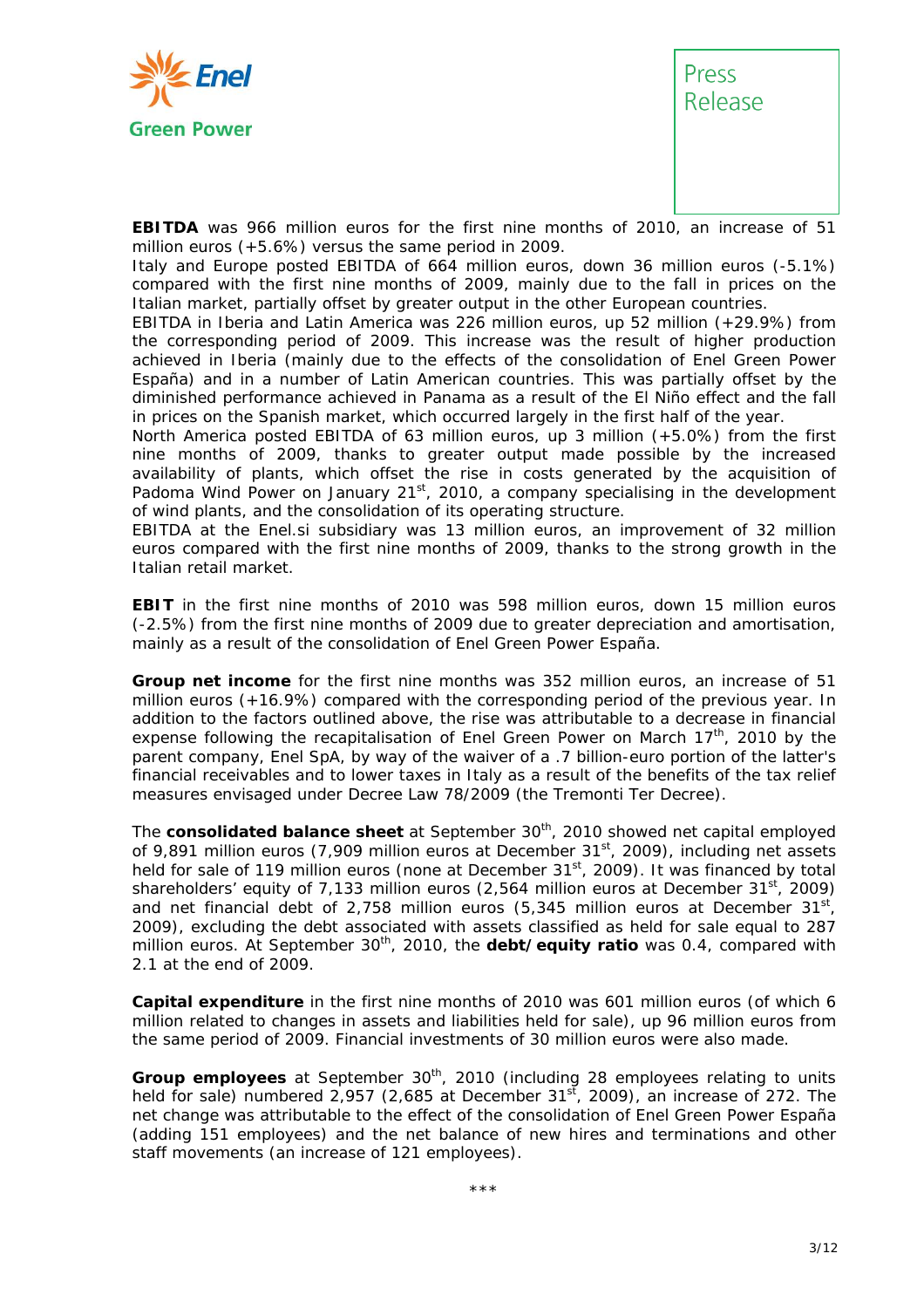**EBITDA** was 966 million euros for the first nine months of 2010, an increase of 51 million euros (+5.6%) versus the same period in 2009.
Italy and Europe posted EBITDA of 664 million euros, down 36 million euros (-5.1%) compared with the first nine months of 2009, mainly due to the fall in prices on the Italian market, partially offset by greater output in the other European countries.
EBITDA in Iberia and Latin America was 226 million euros, up 52 million (+29.9%) from the corresponding period of 2009. This increase was the result of higher production achieved in Iberia (mainly due to the effects of the consolidation of Enel Green Power España) and in a number of Latin American countries. This was partially offset by the diminished performance achieved in Panama as a result of the El Niño effect and the fall in prices on the Spanish market, which occurred largely in the first half of the year.
North America posted EBITDA of 63 million euros, up 3 million (+5.0%) from the first nine months of 2009, thanks to greater output made possible by the increased availability of plants, which offset the rise in costs generated by the acquisition of Padoma Wind Power on January 21st, 2010, a company specialising in the development of wind plants, and the consolidation of its operating structure.
EBITDA at the Enel.si subsidiary was 13 million euros, an improvement of 32 million euros compared with the first nine months of 2009, thanks to the strong growth in the Italian retail market.

**EBIT** in the first nine months of 2010 was 598 million euros, down 15 million euros (-2.5%) from the first nine months of 2009 due to greater depreciation and amortisation, mainly as a result of the consolidation of Enel Green Power España.

**Group net income** for the first nine months was 352 million euros, an increase of 51 million euros (+16.9%) compared with the corresponding period of the previous year. In addition to the factors outlined above, the rise was attributable to a decrease in financial expense following the recapitalisation of Enel Green Power on March 17th, 2010 by the parent company, Enel SpA, by way of the waiver of a .7 billion-euro portion of the latter's financial receivables and to lower taxes in Italy as a result of the benefits of the tax relief measures envisaged under Decree Law 78/2009 (the Tremonti Ter Decree).

The **consolidated balance sheet** at September 30th, 2010 showed net capital employed of 9,891 million euros (7,909 million euros at December 31st, 2009), including net assets held for sale of 119 million euros (none at December 31st, 2009). It was financed by total shareholders' equity of 7,133 million euros (2,564 million euros at December 31st, 2009) and net financial debt of 2,758 million euros (5,345 million euros at December 31st, 2009), excluding the debt associated with assets classified as held for sale equal to 287 million euros. At September 30th, 2010, the **debt/equity ratio** was 0.4, compared with 2.1 at the end of 2009.

**Capital expenditure** in the first nine months of 2010 was 601 million euros (of which 6 million related to changes in assets and liabilities held for sale), up 96 million euros from the same period of 2009. Financial investments of 30 million euros were also made.

**Group employees** at September 30th, 2010 (including 28 employees relating to units held for sale) numbered 2,957 (2,685 at December 31st, 2009), an increase of 272. The net change was attributable to the effect of the consolidation of Enel Green Power España (adding 151 employees) and the net balance of new hires and terminations and other staff movements (an increase of 121 employees).

\*\*\*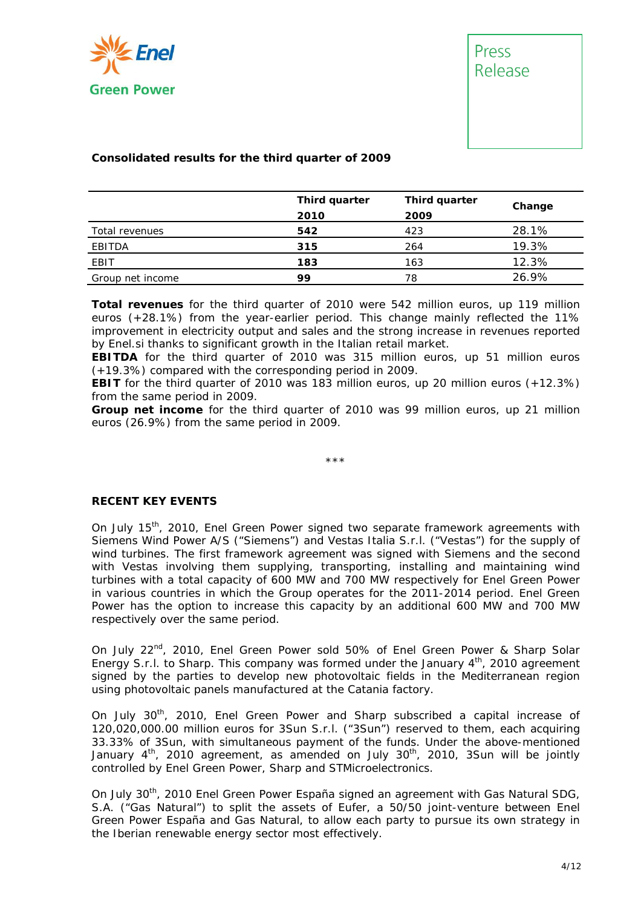**Consolidated results for the third quarter of 2009**

| | Third quarter 2010 | Third quarter 2009 | Change |
|---|---|---|---|
| Total revenues | **542** | 423 | 28.1% |
| EBITDA | **315** | 264 | 19.3% |
| EBIT | **183** | 163 | 12.3% |
| Group net income | **99** | 78 | 26.9% |

**Total revenues** for the third quarter of 2010 were 542 million euros, up 119 million euros (+28.1%) from the year-earlier period. This change mainly reflected the 11% improvement in electricity output and sales and the strong increase in revenues reported by Enel.si thanks to significant growth in the Italian retail market.
**EBITDA** for the third quarter of 2010 was 315 million euros, up 51 million euros (+19.3%) compared with the corresponding period in 2009.
**EBIT** for the third quarter of 2010 was 183 million euros, up 20 million euros (+12.3%) from the same period in 2009.
**Group net income** for the third quarter of 2010 was 99 million euros, up 21 million euros (26.9%) from the same period in 2009.

***

**RECENT KEY EVENTS**

On July 15th, 2010, Enel Green Power signed two separate framework agreements with Siemens Wind Power A/S ("Siemens") and Vestas Italia S.r.l. ("Vestas") for the supply of wind turbines. The first framework agreement was signed with Siemens and the second with Vestas involving them supplying, transporting, installing and maintaining wind turbines with a total capacity of 600 MW and 700 MW respectively for Enel Green Power in various countries in which the Group operates for the 2011-2014 period. Enel Green Power has the option to increase this capacity by an additional 600 MW and 700 MW respectively over the same period.

On July 22nd, 2010, Enel Green Power sold 50% of Enel Green Power & Sharp Solar Energy S.r.l. to Sharp. This company was formed under the January 4th, 2010 agreement signed by the parties to develop new photovoltaic fields in the Mediterranean region using photovoltaic panels manufactured at the Catania factory.

On July 30th, 2010, Enel Green Power and Sharp subscribed a capital increase of 120,020,000.00 million euros for 3Sun S.r.l. ("3Sun") reserved to them, each acquiring 33.33% of 3Sun, with simultaneous payment of the funds. Under the above-mentioned January 4th, 2010 agreement, as amended on July 30th, 2010, 3Sun will be jointly controlled by Enel Green Power, Sharp and STMicroelectronics.

On July 30th, 2010 Enel Green Power España signed an agreement with Gas Natural SDG, S.A. ("Gas Natural") to split the assets of Eufer, a 50/50 joint-venture between Enel Green Power España and Gas Natural, to allow each party to pursue its own strategy in the Iberian renewable energy sector most effectively.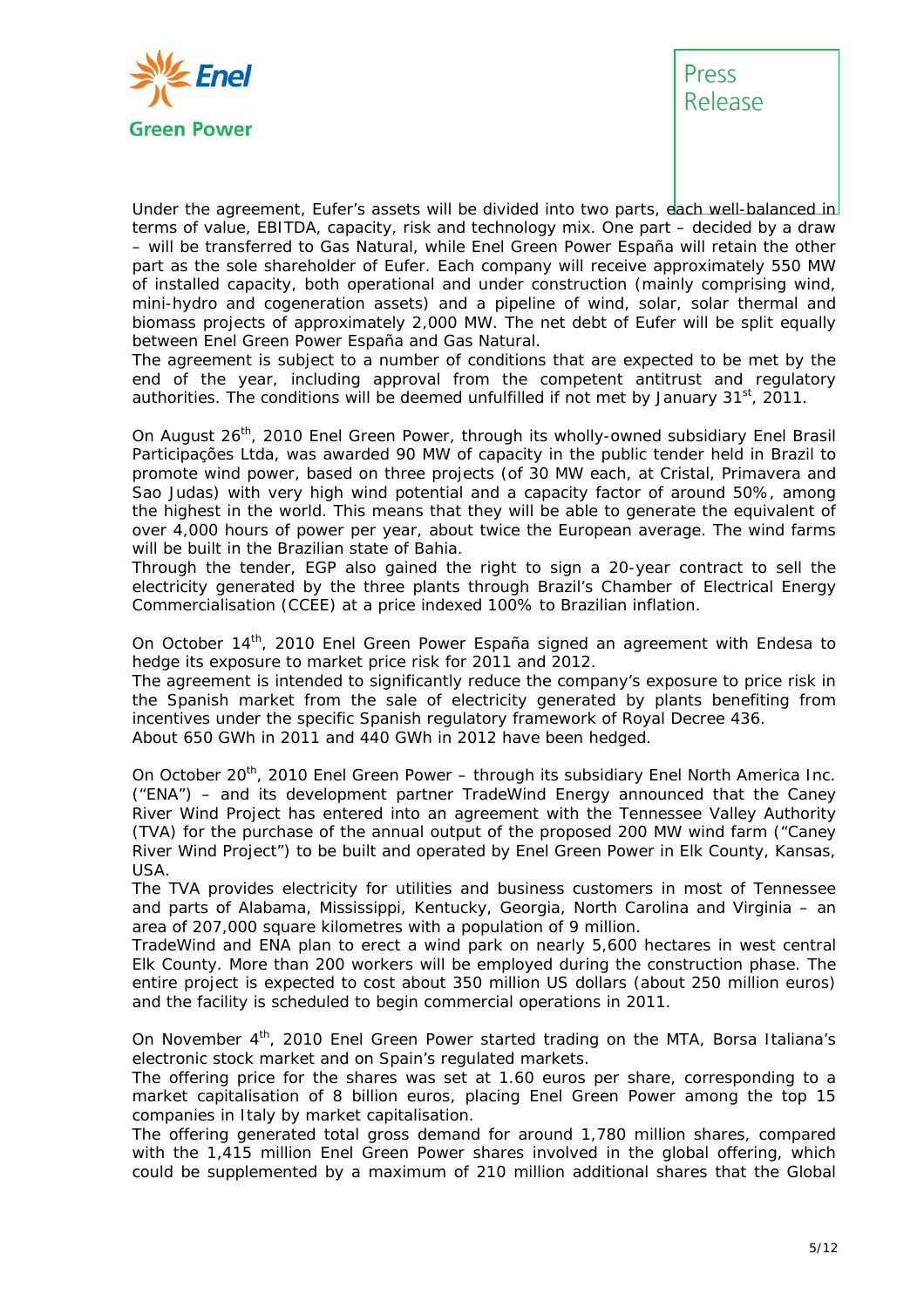Under the agreement, Eufer's assets will be divided into two parts, each well-balanced in terms of value, EBITDA, capacity, risk and technology mix. One part – decided by a draw – will be transferred to Gas Natural, while Enel Green Power España will retain the other part as the sole shareholder of Eufer. Each company will receive approximately 550 MW of installed capacity, both operational and under construction (mainly comprising wind, mini-hydro and cogeneration assets) and a pipeline of wind, solar, solar thermal and biomass projects of approximately 2,000 MW. The net debt of Eufer will be split equally between Enel Green Power España and Gas Natural.
The agreement is subject to a number of conditions that are expected to be met by the end of the year, including approval from the competent antitrust and regulatory authorities. The conditions will be deemed unfulfilled if not met by January 31st, 2011.

On August 26th, 2010 Enel Green Power, through its wholly-owned subsidiary Enel Brasil Participações Ltda, was awarded 90 MW of capacity in the public tender held in Brazil to promote wind power, based on three projects (of 30 MW each, at Cristal, Primavera and Sao Judas) with very high wind potential and a capacity factor of around 50%, among the highest in the world. This means that they will be able to generate the equivalent of over 4,000 hours of power per year, about twice the European average. The wind farms will be built in the Brazilian state of Bahia.
Through the tender, EGP also gained the right to sign a 20-year contract to sell the electricity generated by the three plants through Brazil's Chamber of Electrical Energy Commercialisation (CCEE) at a price indexed 100% to Brazilian inflation.

On October 14th, 2010 Enel Green Power España signed an agreement with Endesa to hedge its exposure to market price risk for 2011 and 2012.
The agreement is intended to significantly reduce the company's exposure to price risk in the Spanish market from the sale of electricity generated by plants benefiting from incentives under the specific Spanish regulatory framework of Royal Decree 436.
About 650 GWh in 2011 and 440 GWh in 2012 have been hedged.

On October 20th, 2010 Enel Green Power – through its subsidiary Enel North America Inc. ("ENA") – and its development partner TradeWind Energy announced that the Caney River Wind Project has entered into an agreement with the Tennessee Valley Authority (TVA) for the purchase of the annual output of the proposed 200 MW wind farm ("Caney River Wind Project") to be built and operated by Enel Green Power in Elk County, Kansas, USA.
The TVA provides electricity for utilities and business customers in most of Tennessee and parts of Alabama, Mississippi, Kentucky, Georgia, North Carolina and Virginia – an area of 207,000 square kilometres with a population of 9 million.
TradeWind and ENA plan to erect a wind park on nearly 5,600 hectares in west central Elk County. More than 200 workers will be employed during the construction phase. The entire project is expected to cost about 350 million US dollars (about 250 million euros) and the facility is scheduled to begin commercial operations in 2011.

On November 4th, 2010 Enel Green Power started trading on the MTA, Borsa Italiana's electronic stock market and on Spain's regulated markets.
The offering price for the shares was set at 1.60 euros per share, corresponding to a market capitalisation of 8 billion euros, placing Enel Green Power among the top 15 companies in Italy by market capitalisation.
The offering generated total gross demand for around 1,780 million shares, compared with the 1,415 million Enel Green Power shares involved in the global offering, which could be supplemented by a maximum of 210 million additional shares that the Global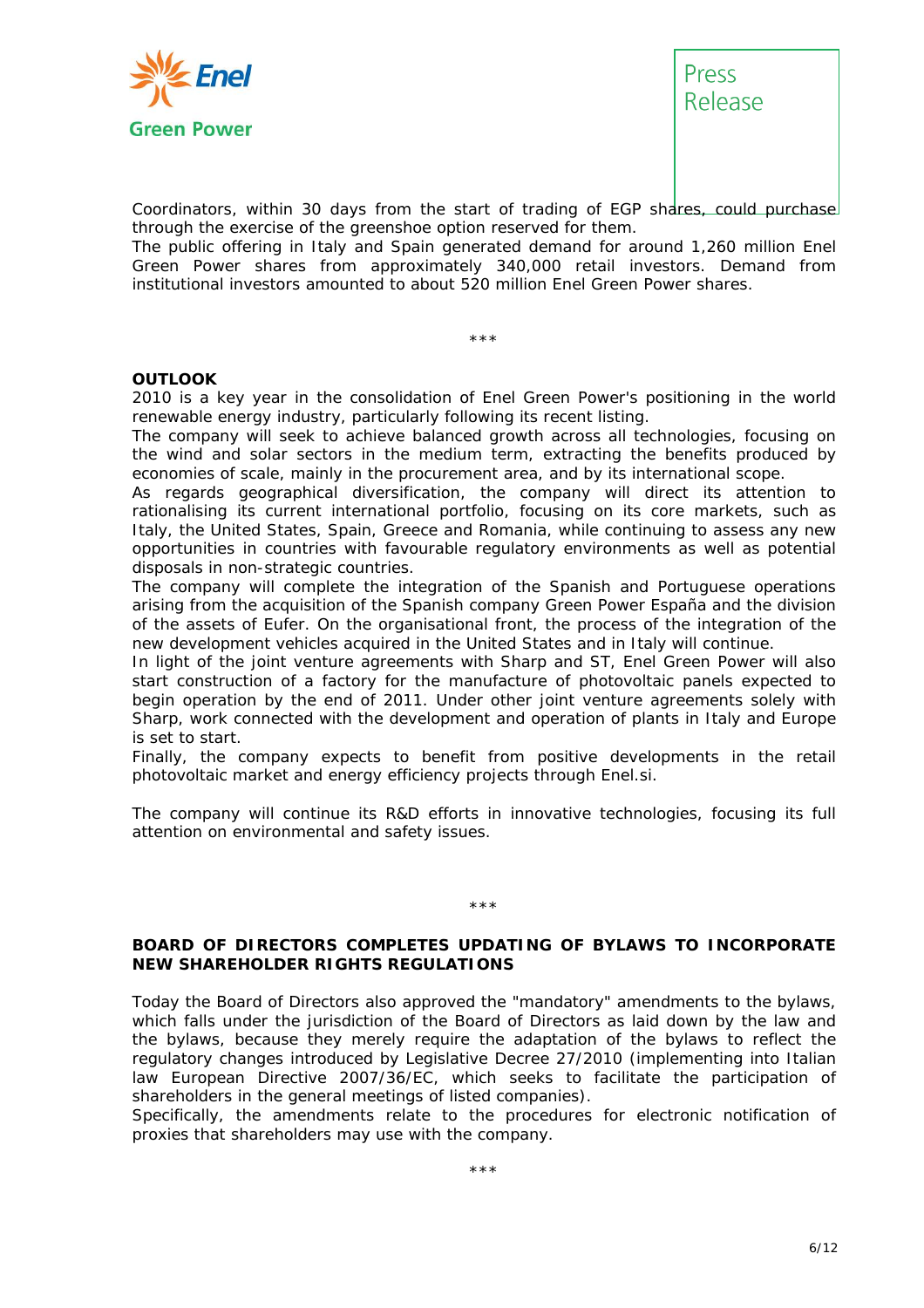Coordinators, within 30 days from the start of trading of EGP shares, could purchase through the exercise of the greenshoe option reserved for them.
The public offering in Italy and Spain generated demand for around 1,260 million Enel Green Power shares from approximately 340,000 retail investors. Demand from institutional investors amounted to about 520 million Enel Green Power shares.

***

**OUTLOOK**

2010 is a key year in the consolidation of Enel Green Power's positioning in the world renewable energy industry, particularly following its recent listing.
The company will seek to achieve balanced growth across all technologies, focusing on the wind and solar sectors in the medium term, extracting the benefits produced by economies of scale, mainly in the procurement area, and by its international scope.
As regards geographical diversification, the company will direct its attention to rationalising its current international portfolio, focusing on its core markets, such as Italy, the United States, Spain, Greece and Romania, while continuing to assess any new opportunities in countries with favourable regulatory environments as well as potential disposals in non-strategic countries.
The company will complete the integration of the Spanish and Portuguese operations arising from the acquisition of the Spanish company Green Power España and the division of the assets of Eufer. On the organisational front, the process of the integration of the new development vehicles acquired in the United States and in Italy will continue.
In light of the joint venture agreements with Sharp and ST, Enel Green Power will also start construction of a factory for the manufacture of photovoltaic panels expected to begin operation by the end of 2011. Under other joint venture agreements solely with Sharp, work connected with the development and operation of plants in Italy and Europe is set to start.
Finally, the company expects to benefit from positive developments in the retail photovoltaic market and energy efficiency projects through Enel.si.

The company will continue its R&D efforts in innovative technologies, focusing its full attention on environmental and safety issues.

***

**BOARD OF DIRECTORS COMPLETES UPDATING OF BYLAWS TO INCORPORATE NEW SHAREHOLDER RIGHTS REGULATIONS**

Today the Board of Directors also approved the "mandatory" amendments to the bylaws, which falls under the jurisdiction of the Board of Directors as laid down by the law and the bylaws, because they merely require the adaptation of the bylaws to reflect the regulatory changes introduced by Legislative Decree 27/2010 (implementing into Italian law European Directive 2007/36/EC, which seeks to facilitate the participation of shareholders in the general meetings of listed companies).
Specifically, the amendments relate to the procedures for electronic notification of proxies that shareholders may use with the company.

***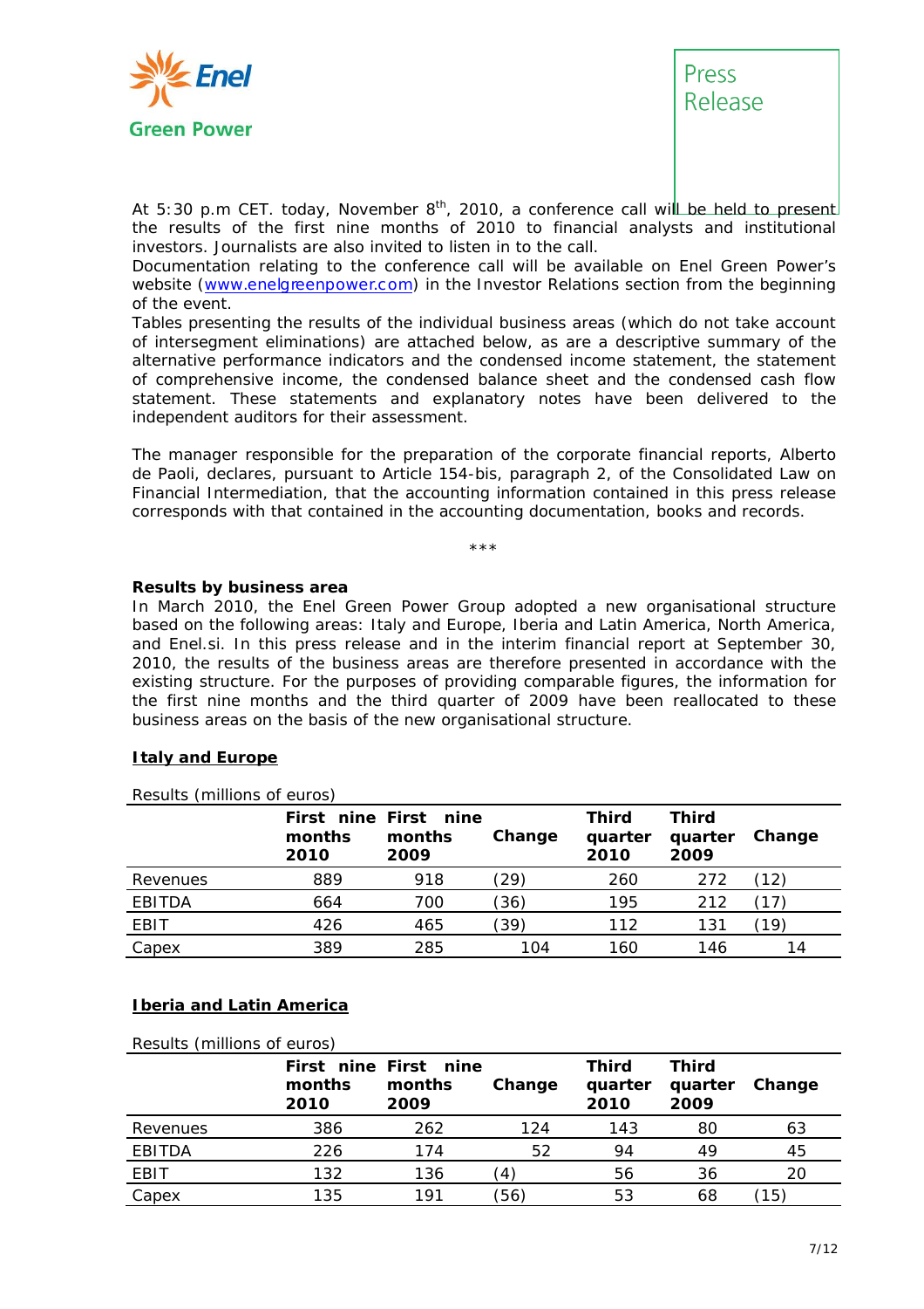At 5:30 p.m CET. today, November 8th, 2010, a conference call will be held to present the results of the first nine months of 2010 to financial analysts and institutional investors. Journalists are also invited to listen in to the call.
Documentation relating to the conference call will be available on Enel Green Power's website (www.enelgreenpower.com) in the Investor Relations section from the beginning of the event.
Tables presenting the results of the individual business areas (which do not take account of intersegment eliminations) are attached below, as are a descriptive summary of the alternative performance indicators and the condensed income statement, the statement of comprehensive income, the condensed balance sheet and the condensed cash flow statement. These statements and explanatory notes have been delivered to the independent auditors for their assessment.

The manager responsible for the preparation of the corporate financial reports, Alberto de Paoli, declares, pursuant to Article 154-bis, paragraph 2, of the Consolidated Law on Financial Intermediation, that the accounting information contained in this press release corresponds with that contained in the accounting documentation, books and records.

***

**Results by business area**

In March 2010, the Enel Green Power Group adopted a new organisational structure based on the following areas: Italy and Europe, Iberia and Latin America, North America, and Enel.si. In this press release and in the interim financial report at September 30, 2010, the results of the business areas are therefore presented in accordance with the existing structure. For the purposes of providing comparable figures, the information for the first nine months and the third quarter of 2009 have been reallocated to these business areas on the basis of the new organisational structure.

**Italy and Europe**

Results (millions of euros)

| | First nine months 2010 | First nine months 2009 | Change | Third quarter 2010 | Third quarter 2009 | Change |
|---|---|---|---|---|---|---|
| Revenues | 889 | 918 | (29) | 260 | 272 | (12) |
| EBITDA | 664 | 700 | (36) | 195 | 212 | (17) |
| EBIT | 426 | 465 | (39) | 112 | 131 | (19) |
| Capex | 389 | 285 | 104 | 160 | 146 | 14 |

**Iberia and Latin America**

Results (millions of euros)

| | First nine months 2010 | First nine months 2009 | Change | Third quarter 2010 | Third quarter 2009 | Change |
|---|---|---|---|---|---|---|
| Revenues | 386 | 262 | 124 | 143 | 80 | 63 |
| EBITDA | 226 | 174 | 52 | 94 | 49 | 45 |
| EBIT | 132 | 136 | (4) | 56 | 36 | 20 |
| Capex | 135 | 191 | (56) | 53 | 68 | (15) |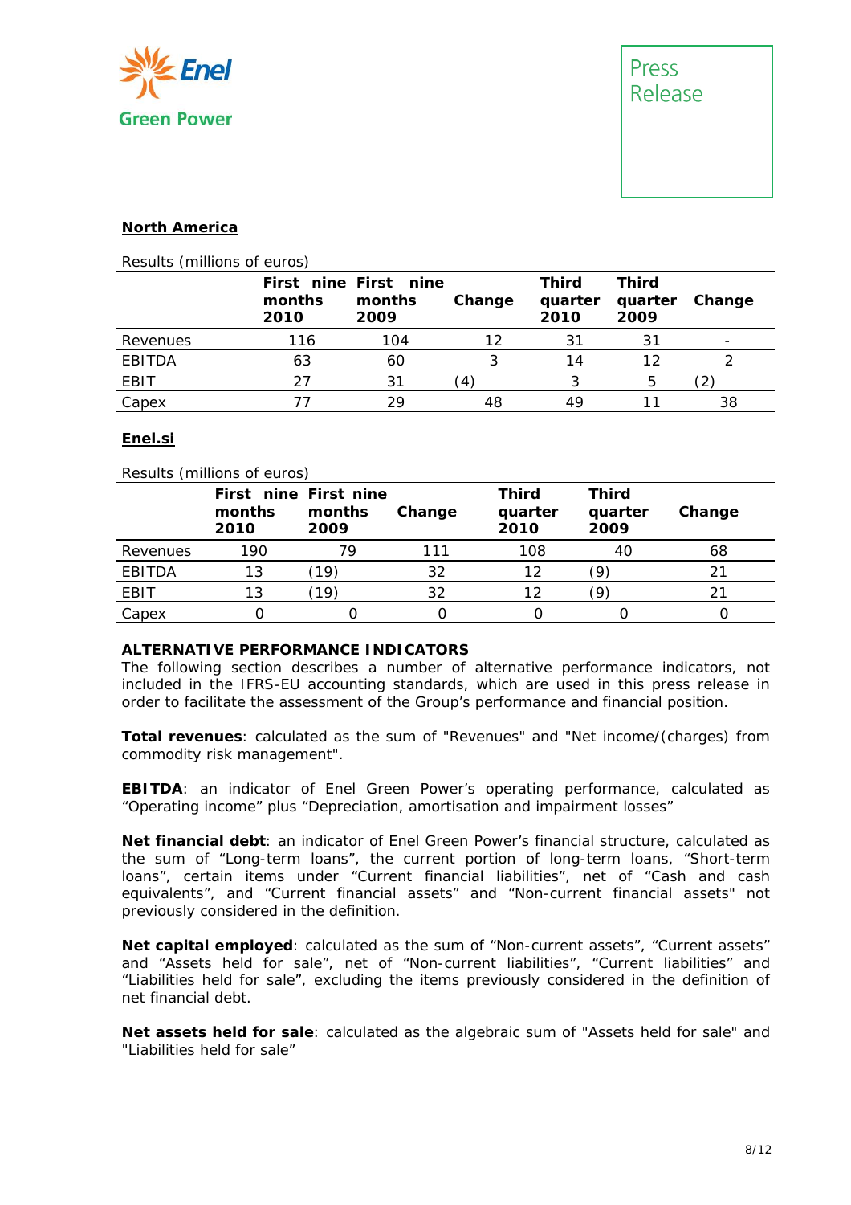## North America

Results (millions of euros)

| | First nine months 2010 | First nine months 2009 | Change | Third quarter 2010 | Third quarter 2009 | Change |
|---|---|---|---|---|---|---|
| Revenues | 116 | 104 | 12 | 31 | 31 | - |
| EBITDA | 63 | 60 | 3 | 14 | 12 | 2 |
| EBIT | 27 | 31 | (4) | 3 | 5 | (2) |
| Capex | 77 | 29 | 48 | 49 | 11 | 38 |

## Enel.si

Results (millions of euros)

| | First nine months 2010 | First nine months 2009 | Change | Third quarter 2010 | Third quarter 2009 | Change |
|---|---|---|---|---|---|---|
| Revenues | 190 | 79 | 111 | 108 | 40 | 68 |
| EBITDA | 13 | (19) | 32 | 12 | (9) | 21 |
| EBIT | 13 | (19) | 32 | 12 | (9) | 21 |
| Capex | 0 | 0 | 0 | 0 | 0 | 0 |

**ALTERNATIVE PERFORMANCE INDICATORS**

The following section describes a number of alternative performance indicators, not included in the IFRS-EU accounting standards, which are used in this press release in order to facilitate the assessment of the Group's performance and financial position.

**Total revenues**: calculated as the sum of "Revenues" and "Net income/(charges) from commodity risk management".

**EBITDA**: an indicator of Enel Green Power's operating performance, calculated as "Operating income" plus "Depreciation, amortisation and impairment losses"

**Net financial debt**: an indicator of Enel Green Power's financial structure, calculated as the sum of "Long-term loans", the current portion of long-term loans, "Short-term loans", certain items under "Current financial liabilities", net of "Cash and cash equivalents", and "Current financial assets" and "Non-current financial assets" not previously considered in the definition.

**Net capital employed**: calculated as the sum of "Non-current assets", "Current assets" and "Assets held for sale", net of "Non-current liabilities", "Current liabilities" and "Liabilities held for sale", excluding the items previously considered in the definition of net financial debt.

**Net assets held for sale**: calculated as the algebraic sum of "Assets held for sale" and "Liabilities held for sale"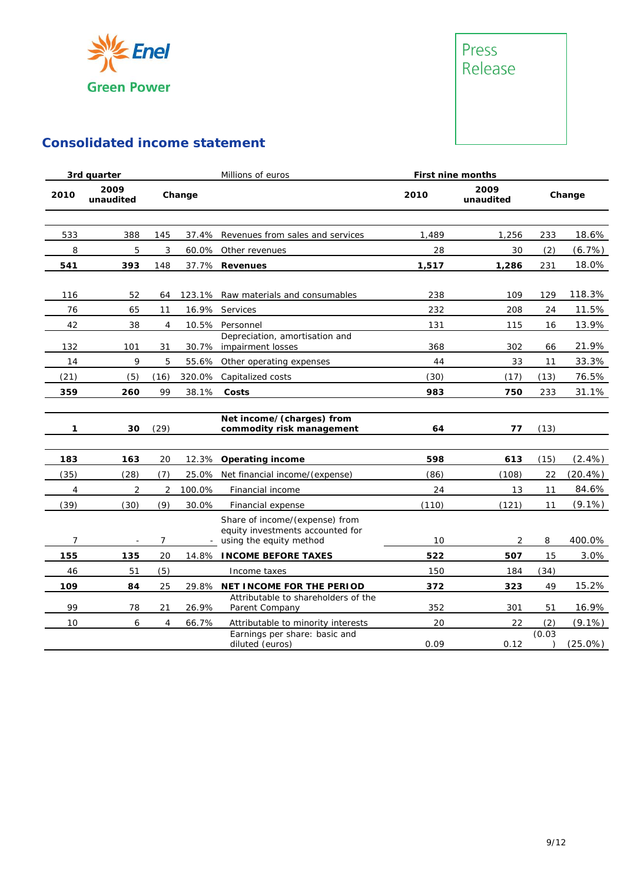Press Release

## Consolidated income statement

| 3rd quarter | | | | Millions of euros | First nine months | | | |
|---|---|---|---|---|---|---|---|---|
| 2010 | 2009 unaudited | Change | | | 2010 | 2009 unaudited | Change | |
| 533 | 388 | 145 | 37.4% | Revenues from sales and services | 1,489 | 1,256 | 233 | 18.6% |
| 8 | 5 | 3 | 60.0% | Other revenues | 28 | 30 | (2) | (6.7%) |
| **541** | **393** | 148 | 37.7% | **Revenues** | **1,517** | **1,286** | 231 | 18.0% |
| 116 | 52 | 64 | 123.1% | Raw materials and consumables | 238 | 109 | 129 | 118.3% |
| 76 | 65 | 11 | 16.9% | Services | 232 | 208 | 24 | 11.5% |
| 42 | 38 | 4 | 10.5% | Personnel | 131 | 115 | 16 | 13.9% |
| 132 | 101 | 31 | 30.7% | Depreciation, amortisation and impairment losses | 368 | 302 | 66 | 21.9% |
| 14 | 9 | 5 | 55.6% | Other operating expenses | 44 | 33 | 11 | 33.3% |
| (21) | (5) | (16) | 320.0% | Capitalized costs | (30) | (17) | (13) | 76.5% |
| **359** | **260** | 99 | 38.1% | **Costs** | **983** | **750** | 233 | 31.1% |
| **1** | **30** | (29) | | **Net income/(charges) from commodity risk management** | **64** | **77** | (13) | |
| **183** | **163** | 20 | 12.3% | **Operating income** | **598** | **613** | (15) | (2.4%) |
| (35) | (28) | (7) | 25.0% | Net financial income/(expense) | (86) | (108) | 22 | (20.4%) |
| 4 | 2 | 2 | 100.0% | Financial income | 24 | 13 | 11 | 84.6% |
| (39) | (30) | (9) | 30.0% | Financial expense | (110) | (121) | 11 | (9.1%) |
| 7 | - | 7 | - | Share of income/(expense) from equity investments accounted for using the equity method | 10 | 2 | 8 | 400.0% |
| **155** | **135** | 20 | 14.8% | **INCOME BEFORE TAXES** | **522** | **507** | 15 | 3.0% |
| 46 | 51 | (5) | | Income taxes | 150 | 184 | (34) | |
| **109** | **84** | 25 | 29.8% | **NET INCOME FOR THE PERIOD** | **372** | **323** | 49 | 15.2% |
| 99 | 78 | 21 | 26.9% | Attributable to shareholders of the Parent Company | 352 | 301 | 51 | 16.9% |
| 10 | 6 | 4 | 66.7% | Attributable to minority interests | 20 | 22 | (2) | (9.1%) |
| | | | | Earnings per share: basic and diluted (euros) | 0.09 | 0.12 | (0.03) | (25.0%) |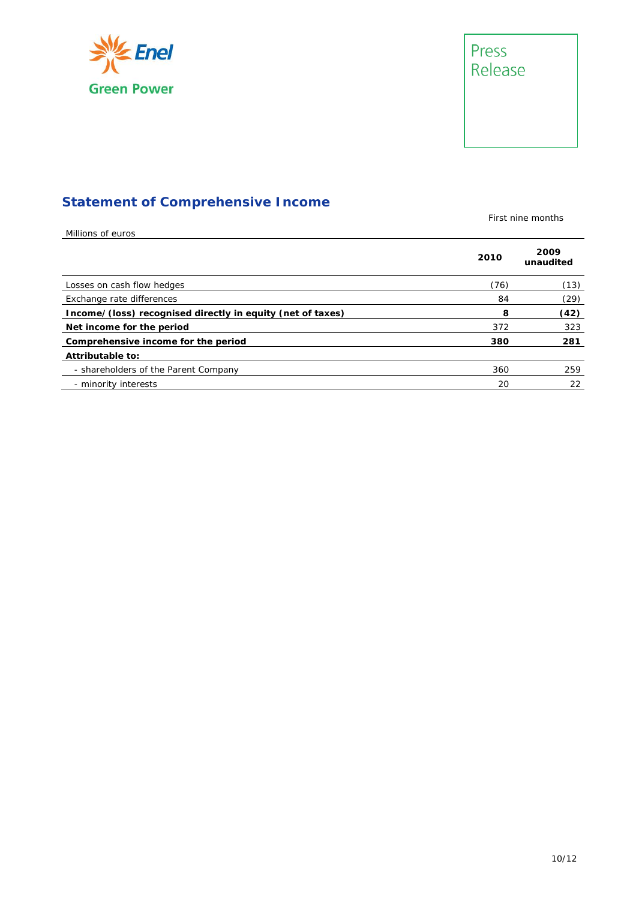## Statement of Comprehensive Income

| Millions of euros | First nine months 2010 | First nine months 2009 unaudited |
|---|---|---|
| Losses on cash flow hedges | (76) | (13) |
| Exchange rate differences | 84 | (29) |
| **Income/(loss) recognised directly in equity (net of taxes)** | **8** | **(42)** |
| **Net income for the period** | 372 | 323 |
| **Comprehensive income for the period** | **380** | **281** |
| **Attributable to:** | | |
| - shareholders of the Parent Company | 360 | 259 |
| - minority interests | 20 | 22 |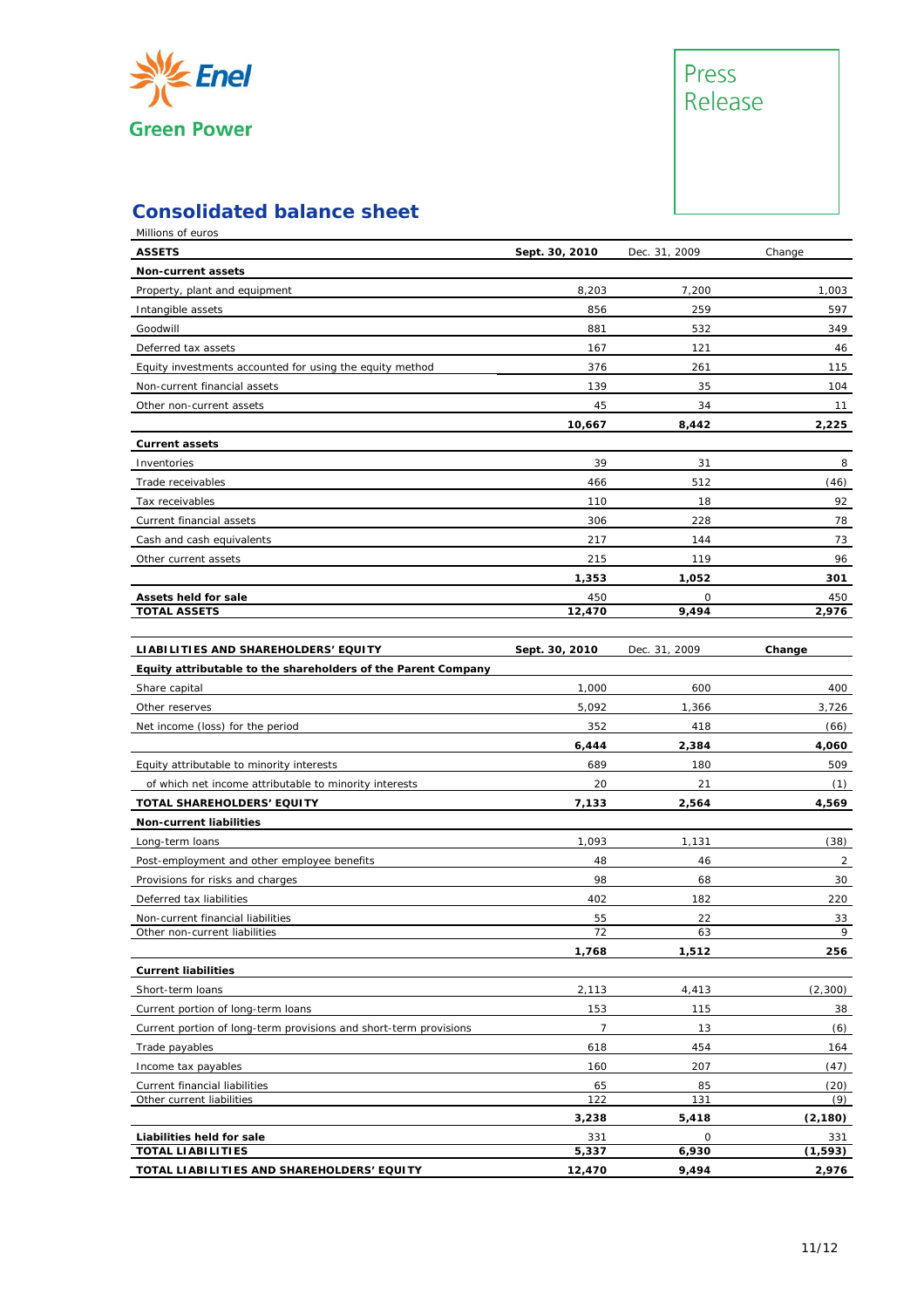Enel Green Power

Press Release

## Consolidated balance sheet

Millions of euros

| ASSETS | Sept. 30, 2010 | Dec. 31, 2009 | Change |
|---|---|---|---|
| **Non-current assets** | | | |
| Property, plant and equipment | 8,203 | 7,200 | 1,003 |
| Intangible assets | 856 | 259 | 597 |
| Goodwill | 881 | 532 | 349 |
| Deferred tax assets | 167 | 121 | 46 |
| Equity investments accounted for using the equity method | 376 | 261 | 115 |
| Non-current financial assets | 139 | 35 | 104 |
| Other non-current assets | 45 | 34 | 11 |
| | **10,667** | **8,442** | **2,225** |
| **Current assets** | | | |
| Inventories | 39 | 31 | 8 |
| Trade receivables | 466 | 512 | (46) |
| Tax receivables | 110 | 18 | 92 |
| Current financial assets | 306 | 228 | 78 |
| Cash and cash equivalents | 217 | 144 | 73 |
| Other current assets | 215 | 119 | 96 |
| | **1,353** | **1,052** | **301** |
| **Assets held for sale** | 450 | 0 | 450 |
| **TOTAL ASSETS** | **12,470** | **9,494** | **2,976** |

| LIABILITIES AND SHAREHOLDERS' EQUITY | Sept. 30, 2010 | Dec. 31, 2009 | Change |
|---|---|---|---|
| **Equity attributable to the shareholders of the Parent Company** | | | |
| Share capital | 1,000 | 600 | 400 |
| Other reserves | 5,092 | 1,366 | 3,726 |
| Net income (loss) for the period | 352 | 418 | (66) |
| | **6,444** | **2,384** | **4,060** |
| Equity attributable to minority interests | 689 | 180 | 509 |
| of which net income attributable to minority interests | 20 | 21 | (1) |
| **TOTAL SHAREHOLDERS' EQUITY** | **7,133** | **2,564** | **4,569** |
| **Non-current liabilities** | | | |
| Long-term loans | 1,093 | 1,131 | (38) |
| Post-employment and other employee benefits | 48 | 46 | 2 |
| Provisions for risks and charges | 98 | 68 | 30 |
| Deferred tax liabilities | 402 | 182 | 220 |
| Non-current financial liabilities | 55 | 22 | 33 |
| Other non-current liabilities | 72 | 63 | 9 |
| | **1,768** | **1,512** | **256** |
| **Current liabilities** | | | |
| Short-term loans | 2,113 | 4,413 | (2,300) |
| Current portion of long-term loans | 153 | 115 | 38 |
| Current portion of long-term provisions and short-term provisions | 7 | 13 | (6) |
| Trade payables | 618 | 454 | 164 |
| Income tax payables | 160 | 207 | (47) |
| Current financial liabilities | 65 | 85 | (20) |
| Other current liabilities | 122 | 131 | (9) |
| | **3,238** | **5,418** | **(2,180)** |
| **Liabilities held for sale** | 331 | 0 | 331 |
| **TOTAL LIABILITIES** | **5,337** | **6,930** | **(1,593)** |
| **TOTAL LIABILITIES AND SHAREHOLDERS' EQUITY** | **12,470** | **9,494** | **2,976** |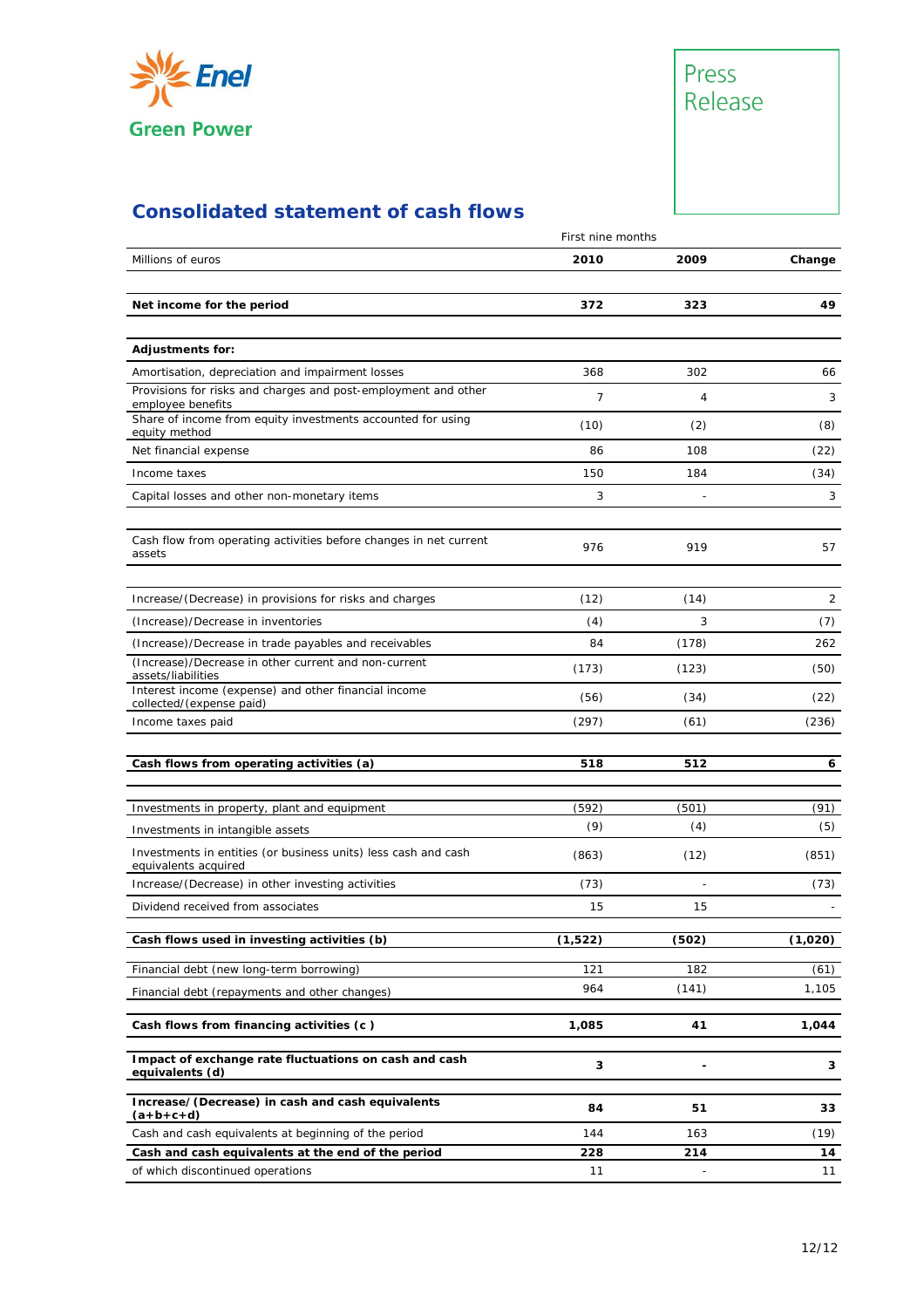Enel Green Power

Press Release

# Consolidated statement of cash flows

| Millions of euros | First nine months 2010 | 2009 | Change |
|---|---|---|---|
| **Net income for the period** | **372** | **323** | **49** |
| **Adjustments for:** | | | |
| Amortisation, depreciation and impairment losses | 368 | 302 | 66 |
| Provisions for risks and charges and post-employment and other employee benefits | 7 | 4 | 3 |
| Share of income from equity investments accounted for using equity method | (10) | (2) | (8) |
| Net financial expense | 86 | 108 | (22) |
| Income taxes | 150 | 184 | (34) |
| Capital losses and other non-monetary items | 3 | - | 3 |
| Cash flow from operating activities before changes in net current assets | 976 | 919 | 57 |
| Increase/(Decrease) in provisions for risks and charges | (12) | (14) | 2 |
| (Increase)/Decrease in inventories | (4) | 3 | (7) |
| (Increase)/Decrease in trade payables and receivables | 84 | (178) | 262 |
| (Increase)/Decrease in other current and non-current assets/liabilities | (173) | (123) | (50) |
| Interest income (expense) and other financial income collected/(expense paid) | (56) | (34) | (22) |
| Income taxes paid | (297) | (61) | (236) |
| **Cash flows from operating activities (a)** | **518** | **512** | **6** |
| Investments in property, plant and equipment | (592) | (501) | (91) |
| Investments in intangible assets | (9) | (4) | (5) |
| Investments in entities (or business units) less cash and cash equivalents acquired | (863) | (12) | (851) |
| Increase/(Decrease) in other investing activities | (73) | - | (73) |
| Dividend received from associates | 15 | 15 | - |
| **Cash flows used in investing activities (b)** | **(1,522)** | **(502)** | **(1,020)** |
| Financial debt (new long-term borrowing) | 121 | 182 | (61) |
| Financial debt (repayments and other changes) | 964 | (141) | 1,105 |
| **Cash flows from financing activities (c )** | **1,085** | **41** | **1,044** |
| **Impact of exchange rate fluctuations on cash and cash equivalents (d)** | **3** | **-** | **3** |
| **Increase/ (Decrease) in cash and cash equivalents (a+b+c+d)** | **84** | **51** | **33** |
| Cash and cash equivalents at beginning of the period | 144 | 163 | (19) |
| **Cash and cash equivalents at the end of the period** | **228** | **214** | **14** |
| of which discontinued operations | 11 | - | 11 |